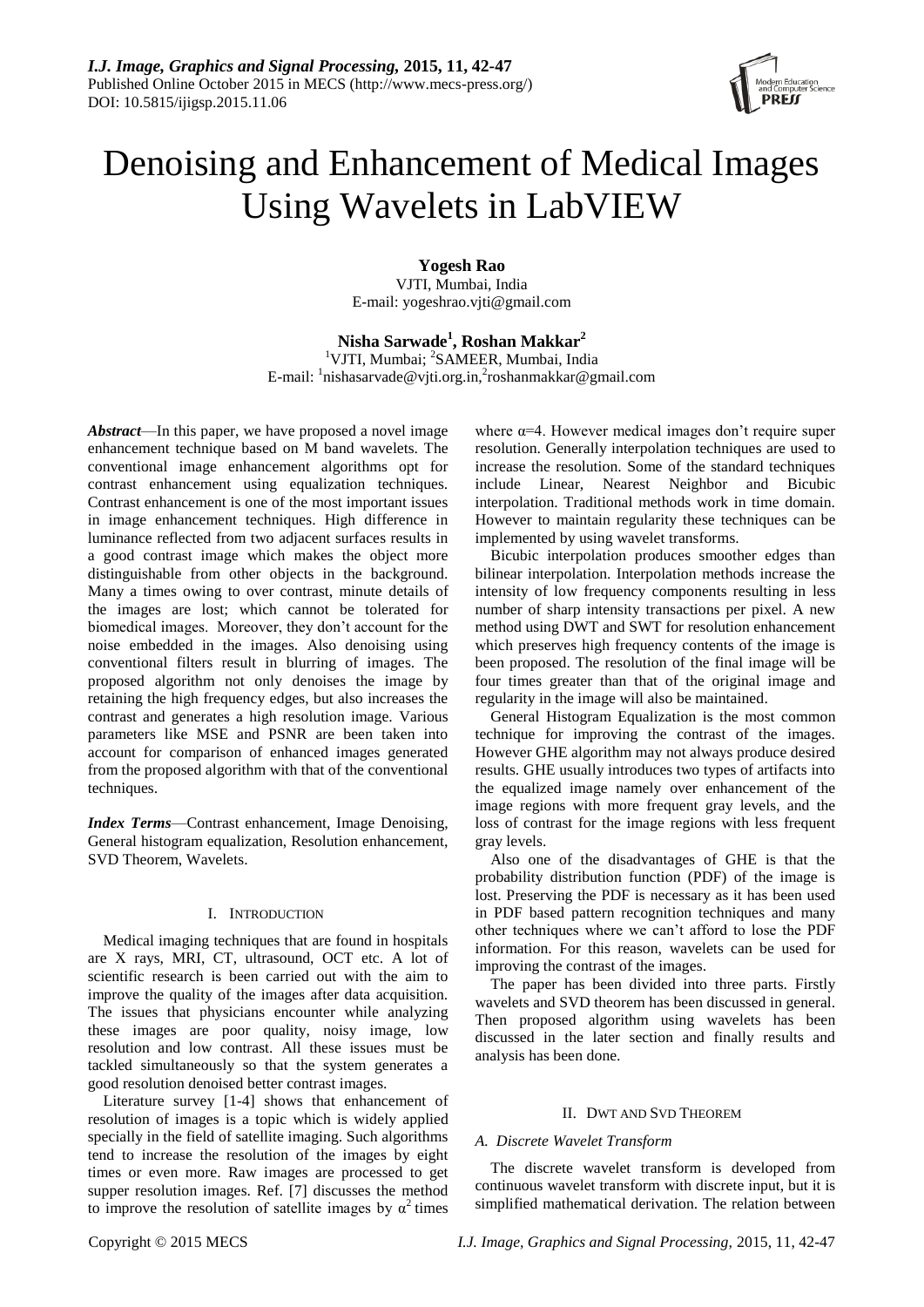# Denoising and Enhancement of Medical Images Using Wavelets in LabVIEW

**Yogesh Rao**
VJTI, Mumbai, India
E-mail: yogeshrao.vjti@gmail.com

**Nisha Sarwade[1], Roshan Makkar[2]**
[1]VJTI, Mumbai; [2]SAMEER, Mumbai, India
E-mail: [1]nishasarvade@vjti.org.in,[2]roshanmakkar@gmail.com

***Abstract***—In this paper, we have proposed a novel image enhancement technique based on M band wavelets. The conventional image enhancement algorithms opt for contrast enhancement using equalization techniques. Contrast enhancement is one of the most important issues in image enhancement techniques. High difference in luminance reflected from two adjacent surfaces results in a good contrast image which makes the object more distinguishable from other objects in the background. Many a times owing to over contrast, minute details of the images are lost; which cannot be tolerated for biomedical images. Moreover, they don't account for the noise embedded in the images. Also denoising using conventional filters result in blurring of images. The proposed algorithm not only denoises the image by retaining the high frequency edges, but also increases the contrast and generates a high resolution image. Various parameters like MSE and PSNR are been taken into account for comparison of enhanced images generated from the proposed algorithm with that of the conventional techniques.

***Index Terms***—Contrast enhancement, Image Denoising, General histogram equalization, Resolution enhancement, SVD Theorem, Wavelets.

## I. Introduction

Medical imaging techniques that are found in hospitals are X rays, MRI, CT, ultrasound, OCT etc. A lot of scientific research is been carried out with the aim to improve the quality of the images after data acquisition. The issues that physicians encounter while analyzing these images are poor quality, noisy image, low resolution and low contrast. All these issues must be tackled simultaneously so that the system generates a good resolution denoised better contrast images.

Literature survey [1-4] shows that enhancement of resolution of images is a topic which is widely applied specially in the field of satellite imaging. Such algorithms tend to increase the resolution of the images by eight times or even more. Raw images are processed to get supper resolution images. Ref. [7] discusses the method to improve the resolution of satellite images by $\alpha^2$ times where $\alpha$=4. However medical images don't require super resolution. Generally interpolation techniques are used to increase the resolution. Some of the standard techniques include Linear, Nearest Neighbor and Bicubic interpolation. Traditional methods work in time domain. However to maintain regularity these techniques can be implemented by using wavelet transforms.

Bicubic interpolation produces smoother edges than bilinear interpolation. Interpolation methods increase the intensity of low frequency components resulting in less number of sharp intensity transactions per pixel. A new method using DWT and SWT for resolution enhancement which preserves high frequency contents of the image is been proposed. The resolution of the final image will be four times greater than that of the original image and regularity in the image will also be maintained.

General Histogram Equalization is the most common technique for improving the contrast of the images. However GHE algorithm may not always produce desired results. GHE usually introduces two types of artifacts into the equalized image namely over enhancement of the image regions with more frequent gray levels, and the loss of contrast for the image regions with less frequent gray levels.

Also one of the disadvantages of GHE is that the probability distribution function (PDF) of the image is lost. Preserving the PDF is necessary as it has been used in PDF based pattern recognition techniques and many other techniques where we can't afford to lose the PDF information. For this reason, wavelets can be used for improving the contrast of the images.

The paper has been divided into three parts. Firstly wavelets and SVD theorem has been discussed in general. Then proposed algorithm using wavelets has been discussed in the later section and finally results and analysis has been done.

## II. DWT and SVD Theorem

### *A. Discrete Wavelet Transform*

The discrete wavelet transform is developed from continuous wavelet transform with discrete input, but it is simplified mathematical derivation. The relation between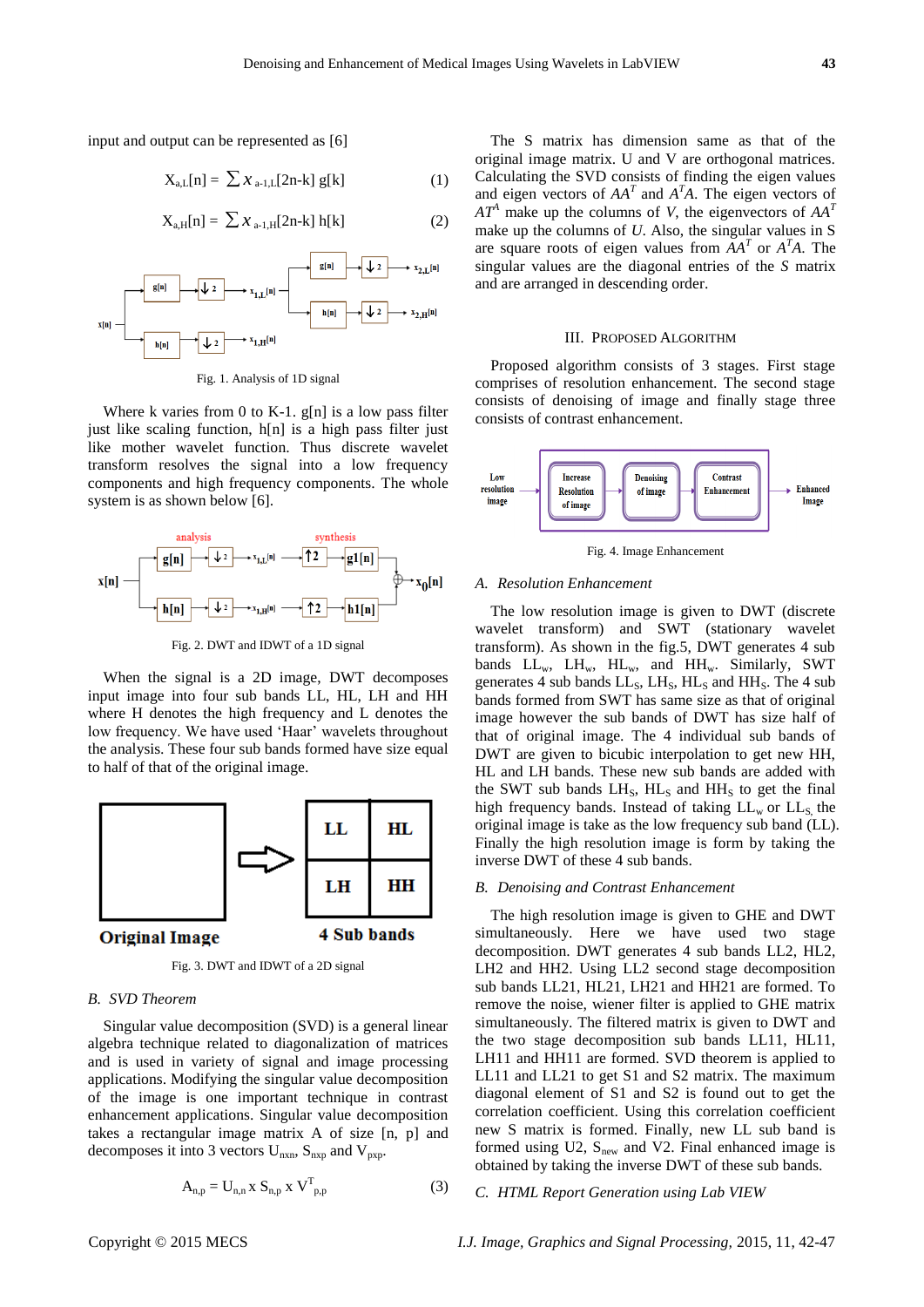input and output can be represented as [6]

$$X_{a,L}[n] = \sum x_{a-1,L}[2n-k]\, g[k] \qquad (1)$$

$$X_{a,H}[n] = \sum x_{a-1,H}[2n-k]\, h[k] \qquad (2)$$

Fig. 1. Analysis of 1D signal

Where k varies from 0 to K-1. g[n] is a low pass filter just like scaling function, h[n] is a high pass filter just like mother wavelet function. Thus discrete wavelet transform resolves the signal into a low frequency components and high frequency components. The whole system is as shown below [6].

Fig. 2. DWT and IDWT of a 1D signal

When the signal is a 2D image, DWT decomposes input image into four sub bands LL, HL, LH and HH where H denotes the high frequency and L denotes the low frequency. We have used 'Haar' wavelets throughout the analysis. These four sub bands formed have size equal to half of that of the original image.

Fig. 3. DWT and IDWT of a 2D signal

### B. SVD Theorem

Singular value decomposition (SVD) is a general linear algebra technique related to diagonalization of matrices and is used in variety of signal and image processing applications. Modifying the singular value decomposition of the image is one important technique in contrast enhancement applications. Singular value decomposition takes a rectangular image matrix A of size [n, p] and decomposes it into 3 vectors $U_{nxn}$, $S_{nxp}$ and $V_{pxp}$.

$$A_{n,p} = U_{n,n} \times S_{n,p} \times V^{T}_{p,p} \qquad (3)$$

The S matrix has dimension same as that of the original image matrix. U and V are orthogonal matrices. Calculating the SVD consists of finding the eigen values and eigen vectors of $AA^T$ and $A^TA$. The eigen vectors of $AT^A$ make up the columns of *V*, the eigenvectors of $AA^T$ make up the columns of *U*. Also, the singular values in S are square roots of eigen values from $AA^T$ or $A^TA$. The singular values are the diagonal entries of the *S* matrix and are arranged in descending order.

## III. Proposed Algorithm

Proposed algorithm consists of 3 stages. First stage comprises of resolution enhancement. The second stage consists of denoising of image and finally stage three consists of contrast enhancement.

Low resolution image

Increase Resolution of image

Denoising of image

Contrast Enhancement

Enhanced Image

Fig. 4. Image Enhancement

### A. Resolution Enhancement

The low resolution image is given to DWT (discrete wavelet transform) and SWT (stationary wavelet transform). As shown in the fig.5, DWT generates 4 sub bands $LL_w$, $LH_w$, $HL_w$, and $HH_w$. Similarly, SWT generates 4 sub bands $LL_S$, $LH_S$, $HL_S$ and $HH_S$. The 4 sub bands formed from SWT has same size as that of original image however the sub bands of DWT has size half of that of original image. The 4 individual sub bands of DWT are given to bicubic interpolation to get new HH, HL and LH bands. These new sub bands are added with the SWT sub bands $LH_S$, $HL_S$ and $HH_S$ to get the final high frequency bands. Instead of taking $LL_w$ or $LL_S$, the original image is take as the low frequency sub band (LL). Finally the high resolution image is form by taking the inverse DWT of these 4 sub bands.

### B. Denoising and Contrast Enhancement

The high resolution image is given to GHE and DWT simultaneously. Here we have used two stage decomposition. DWT generates 4 sub bands LL2, HL2, LH2 and HH2. Using LL2 second stage decomposition sub bands LL21, HL21, LH21 and HH21 are formed. To remove the noise, wiener filter is applied to GHE matrix simultaneously. The filtered matrix is given to DWT and the two stage decomposition sub bands LL11, HL11, LH11 and HH11 are formed. SVD theorem is applied to LL11 and LL21 to get S1 and S2 matrix. The maximum diagonal element of S1 and S2 is found out to get the correlation coefficient. Using this correlation coefficient new S matrix is formed. Finally, new LL sub band is formed using U2, $S_{new}$ and V2. Final enhanced image is obtained by taking the inverse DWT of these sub bands.

### C. HTML Report Generation using Lab VIEW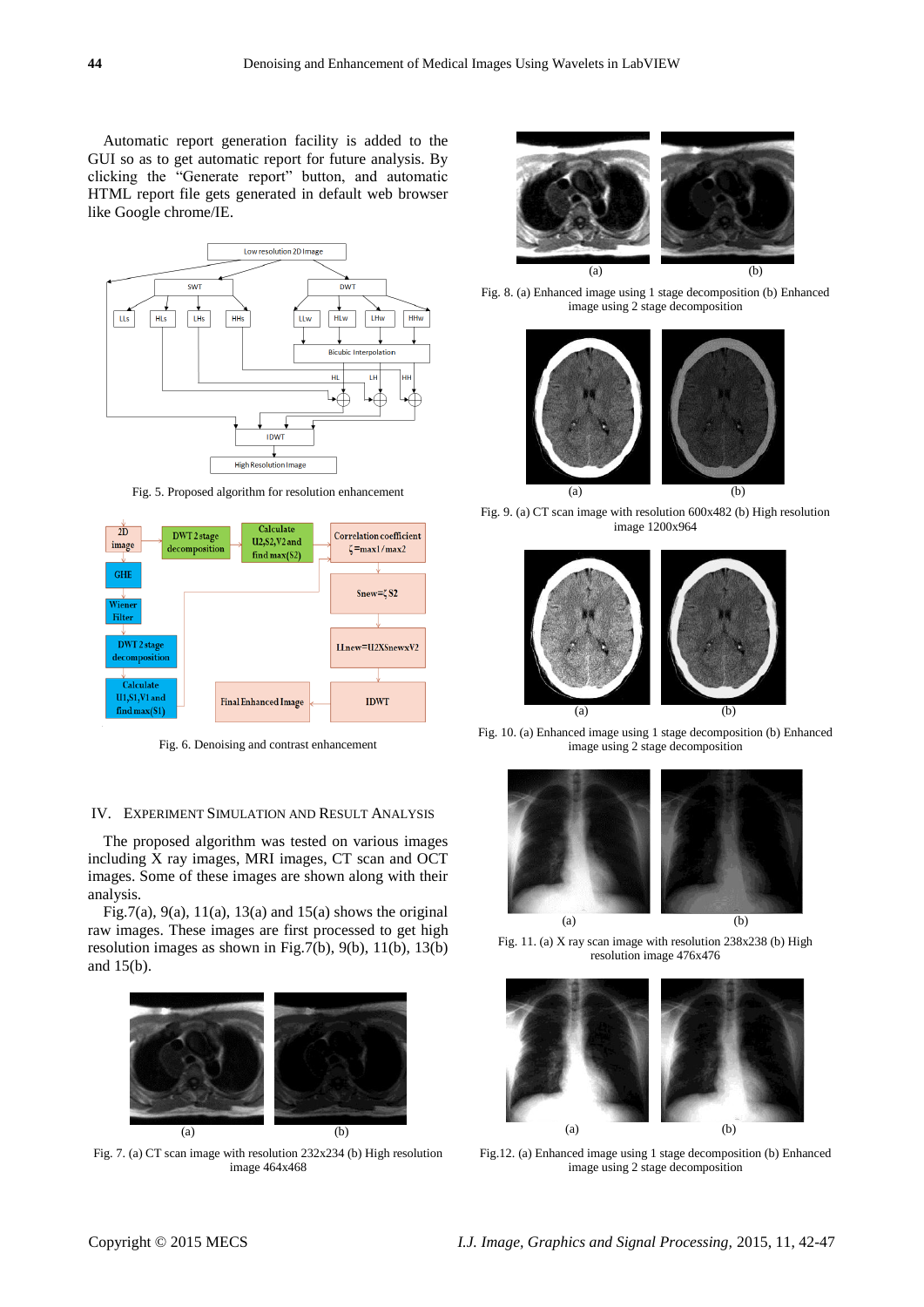Automatic report generation facility is added to the GUI so as to get automatic report for future analysis. By clicking the "Generate report" button, and automatic HTML report file gets generated in default web browser like Google chrome/IE.

Low resolution 2D Image
SWT
DWT
LLs
HLs
LHs
HHs
LLw
HLw
LHw
HHw
Bicubic Interpolation
HL
LH
HH
IDWT
High Resolution Image

Fig. 5. Proposed algorithm for resolution enhancement

2D image
GHE
Wiener Filter
DWT 2 stage decomposition
Calculate U1,S1,V1 and find max(S1)
DWT 2 stage decomposition
Calculate U2,S2,V2 and find max(S2)
Correlation coefficient ζ=max1/max2
Snew=ζ S2
LLnew=U2XSnewxV2
IDWT
Final Enhanced Image

Fig. 6. Denoising and contrast enhancement

## IV. Experiment Simulation and Result Analysis

The proposed algorithm was tested on various images including X ray images, MRI images, CT scan and OCT images. Some of these images are shown along with their analysis.

Fig.7(a), 9(a), 11(a), 13(a) and 15(a) shows the original raw images. These images are first processed to get high resolution images as shown in Fig.7(b), 9(b), 11(b), 13(b) and 15(b).

(a) (b)

Fig. 7. (a) CT scan image with resolution 232x234 (b) High resolution image 464x468

(a) (b)

Fig. 8. (a) Enhanced image using 1 stage decomposition (b) Enhanced image using 2 stage decomposition

(a) (b)

Fig. 9. (a) CT scan image with resolution 600x482 (b) High resolution image 1200x964

(a) (b)

Fig. 10. (a) Enhanced image using 1 stage decomposition (b) Enhanced image using 2 stage decomposition

(a) (b)

Fig. 11. (a) X ray scan image with resolution 238x238 (b) High resolution image 476x476

(a) (b)

Fig.12. (a) Enhanced image using 1 stage decomposition (b) Enhanced image using 2 stage decomposition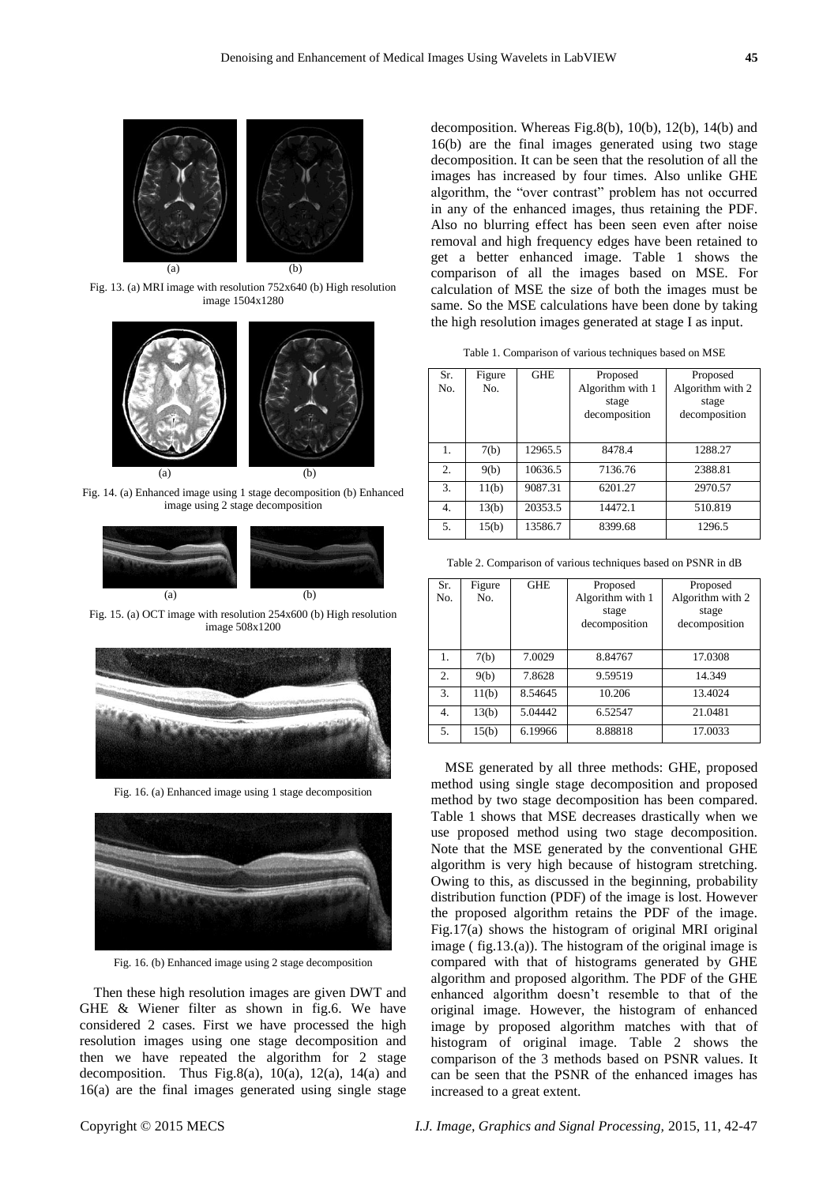Fig. 13. (a) MRI image with resolution 752x640 (b) High resolution image 1504x1280

Fig. 14. (a) Enhanced image using 1 stage decomposition (b) Enhanced image using 2 stage decomposition

Fig. 15. (a) OCT image with resolution 254x600 (b) High resolution image 508x1200

Fig. 16. (a) Enhanced image using 1 stage decomposition

Fig. 16. (b) Enhanced image using 2 stage decomposition

Then these high resolution images are given DWT and GHE & Wiener filter as shown in fig.6. We have considered 2 cases. First we have processed the high resolution images using one stage decomposition and then we have repeated the algorithm for 2 stage decomposition. Thus Fig.8(a), 10(a), 12(a), 14(a) and 16(a) are the final images generated using single stage decomposition. Whereas Fig.8(b), 10(b), 12(b), 14(b) and 16(b) are the final images generated using two stage decomposition. It can be seen that the resolution of all the images has increased by four times. Also unlike GHE algorithm, the "over contrast" problem has not occurred in any of the enhanced images, thus retaining the PDF. Also no blurring effect has been seen even after noise removal and high frequency edges have been retained to get a better enhanced image. Table 1 shows the comparison of all the images based on MSE. For calculation of MSE the size of both the images must be same. So the MSE calculations have been done by taking the high resolution images generated at stage I as input.

Table 1. Comparison of various techniques based on MSE

| Sr. No. | Figure No. | GHE | Proposed Algorithm with 1 stage decomposition | Proposed Algorithm with 2 stage decomposition |
|---|---|---|---|---|
| 1. | 7(b) | 12965.5 | 8478.4 | 1288.27 |
| 2. | 9(b) | 10636.5 | 7136.76 | 2388.81 |
| 3. | 11(b) | 9087.31 | 6201.27 | 2970.57 |
| 4. | 13(b) | 20353.5 | 14472.1 | 510.819 |
| 5. | 15(b) | 13586.7 | 8399.68 | 1296.5 |

Table 2. Comparison of various techniques based on PSNR in dB

| Sr. No. | Figure No. | GHE | Proposed Algorithm with 1 stage decomposition | Proposed Algorithm with 2 stage decomposition |
|---|---|---|---|---|
| 1. | 7(b) | 7.0029 | 8.84767 | 17.0308 |
| 2. | 9(b) | 7.8628 | 9.59519 | 14.349 |
| 3. | 11(b) | 8.54645 | 10.206 | 13.4024 |
| 4. | 13(b) | 5.04442 | 6.52547 | 21.0481 |
| 5. | 15(b) | 6.19966 | 8.88818 | 17.0033 |

MSE generated by all three methods: GHE, proposed method using single stage decomposition and proposed method by two stage decomposition has been compared. Table 1 shows that MSE decreases drastically when we use proposed method using two stage decomposition. Note that the MSE generated by the conventional GHE algorithm is very high because of histogram stretching. Owing to this, as discussed in the beginning, probability distribution function (PDF) of the image is lost. However the proposed algorithm retains the PDF of the image. Fig.17(a) shows the histogram of original MRI original image ( fig.13.(a)). The histogram of the original image is compared with that of histograms generated by GHE algorithm and proposed algorithm. The PDF of the GHE enhanced algorithm doesn't resemble to that of the original image. However, the histogram of enhanced image by proposed algorithm matches with that of histogram of original image. Table 2 shows the comparison of the 3 methods based on PSNR values. It can be seen that the PSNR of the enhanced images has increased to a great extent.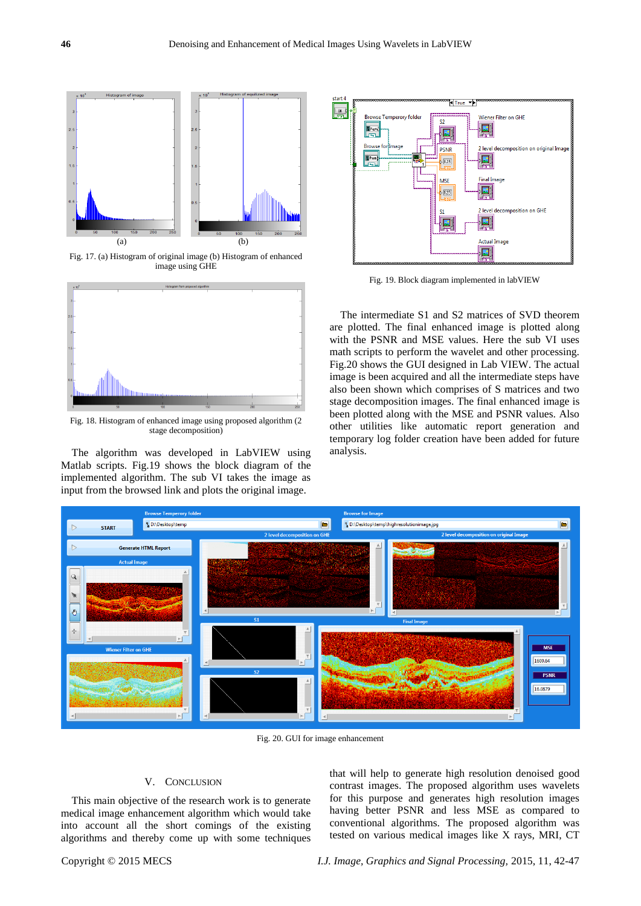(a)

(b)

Fig. 17. (a) Histogram of original image (b) Histogram of enhanced image using GHE

Fig. 18. Histogram of enhanced image using proposed algorithm (2 stage decomposition)

The algorithm was developed in LabVIEW using Matlab scripts. Fig.19 shows the block diagram of the implemented algorithm. The sub VI takes the image as input from the browsed link and plots the original image.

Fig. 19. Block diagram implemented in labVIEW

The intermediate S1 and S2 matrices of SVD theorem are plotted. The final enhanced image is plotted along with the PSNR and MSE values. Here the sub VI uses math scripts to perform the wavelet and other processing. Fig.20 shows the GUI designed in Lab VIEW. The actual image is been acquired and all the intermediate steps have also been shown which comprises of S matrices and two stage decomposition images. The final enhanced image is been plotted along with the MSE and PSNR values. Also other utilities like automatic report generation and temporary log folder creation have been added for future analysis.

Fig. 20. GUI for image enhancement

## V. CONCLUSION

This main objective of the research work is to generate medical image enhancement algorithm which would take into account all the short comings of the existing algorithms and thereby come up with some techniques that will help to generate high resolution denoised good contrast images. The proposed algorithm uses wavelets for this purpose and generates high resolution images having better PSNR and less MSE as compared to conventional algorithms. The proposed algorithm was tested on various medical images like X rays, MRI, CT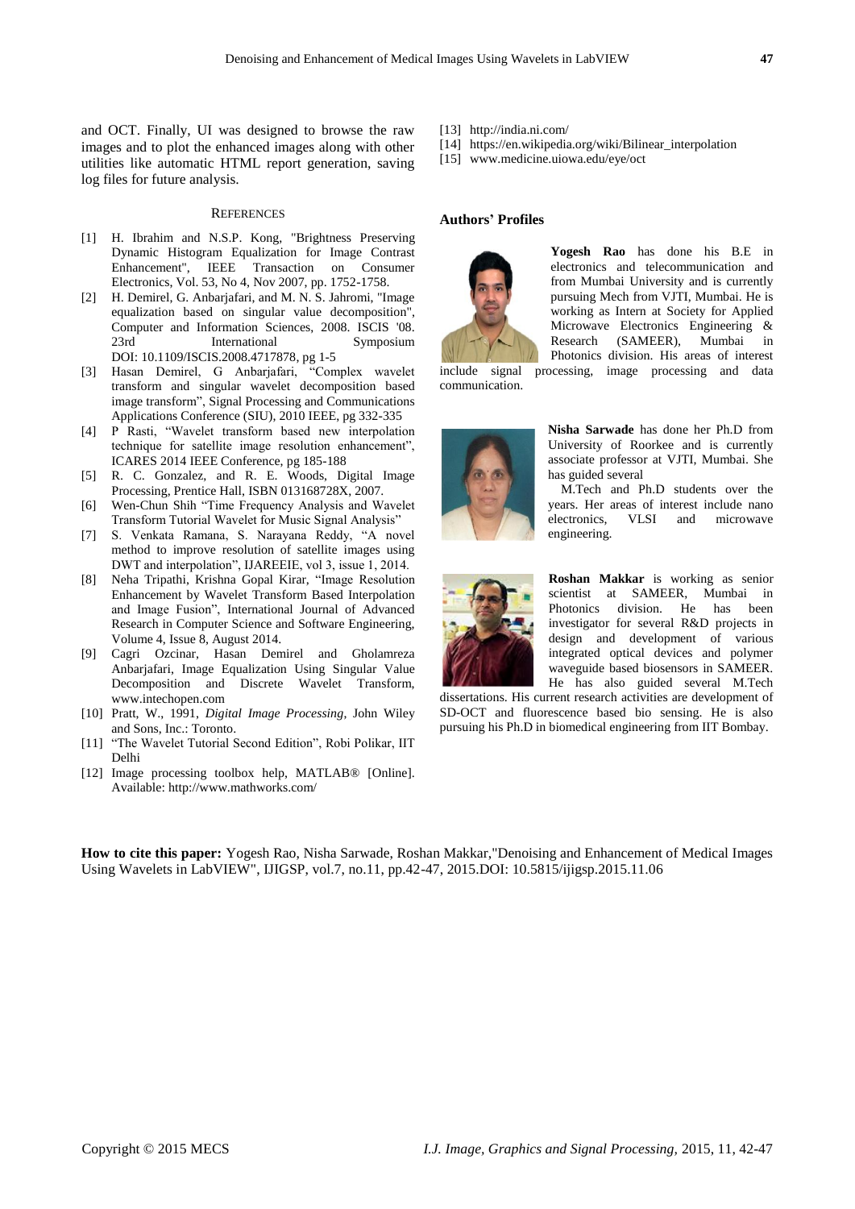and OCT. Finally, UI was designed to browse the raw images and to plot the enhanced images along with other utilities like automatic HTML report generation, saving log files for future analysis.

## REFERENCES

[1] H. Ibrahim and N.S.P. Kong, "Brightness Preserving Dynamic Histogram Equalization for Image Contrast Enhancement", IEEE Transaction on Consumer Electronics, Vol. 53, No 4, Nov 2007, pp. 1752-1758.

[2] H. Demirel, G. Anbarjafari, and M. N. S. Jahromi, "Image equalization based on singular value decomposition", Computer and Information Sciences, 2008. ISCIS '08. 23rd International Symposium DOI: 10.1109/ISCIS.2008.4717878, pg 1-5

[3] Hasan Demirel, G Anbarjafari, "Complex wavelet transform and singular wavelet decomposition based image transform", Signal Processing and Communications Applications Conference (SIU), 2010 IEEE, pg 332-335

[4] P Rasti, "Wavelet transform based new interpolation technique for satellite image resolution enhancement", ICARES 2014 IEEE Conference, pg 185-188

[5] R. C. Gonzalez, and R. E. Woods, Digital Image Processing, Prentice Hall, ISBN 013168728X, 2007.

[6] Wen-Chun Shih "Time Frequency Analysis and Wavelet Transform Tutorial Wavelet for Music Signal Analysis"

[7] S. Venkata Ramana, S. Narayana Reddy, "A novel method to improve resolution of satellite images using DWT and interpolation", IJAREEIE, vol 3, issue 1, 2014.

[8] Neha Tripathi, Krishna Gopal Kirar, "Image Resolution Enhancement by Wavelet Transform Based Interpolation and Image Fusion", International Journal of Advanced Research in Computer Science and Software Engineering, Volume 4, Issue 8, August 2014.

[9] Cagri Ozcinar, Hasan Demirel and Gholamreza Anbarjafari, Image Equalization Using Singular Value Decomposition and Discrete Wavelet Transform, www.intechopen.com

[10] Pratt, W., 1991, *Digital Image Processing*, John Wiley and Sons, Inc.: Toronto.

[11] "The Wavelet Tutorial Second Edition", Robi Polikar, IIT Delhi

[12] Image processing toolbox help, MATLAB® [Online]. Available: http://www.mathworks.com/

[13] http://india.ni.com/

[14] https://en.wikipedia.org/wiki/Bilinear_interpolation

[15] www.medicine.uiowa.edu/eye/oct

## Authors' Profiles

**Yogesh Rao** has done his B.E in electronics and telecommunication and from Mumbai University and is currently pursuing Mech from VJTI, Mumbai. He is working as Intern at Society for Applied Microwave Electronics Engineering & Research (SAMEER), Mumbai in Photonics division. His areas of interest include signal processing, image processing and data communication.

**Nisha Sarwade** has done her Ph.D from University of Roorkee and is currently associate professor at VJTI, Mumbai. She has guided several M.Tech and Ph.D students over the years. Her areas of interest include nano electronics, VLSI and microwave engineering.

**Roshan Makkar** is working as senior scientist at SAMEER, Mumbai in Photonics division. He has been investigator for several R&D projects in design and development of various integrated optical devices and polymer waveguide based biosensors in SAMEER. He has also guided several M.Tech dissertations. His current research activities are development of SD-OCT and fluorescence based bio sensing. He is also pursuing his Ph.D in biomedical engineering from IIT Bombay.

**How to cite this paper:** Yogesh Rao, Nisha Sarwade, Roshan Makkar,"Denoising and Enhancement of Medical Images Using Wavelets in LabVIEW", IJIGSP, vol.7, no.11, pp.42-47, 2015.DOI: 10.5815/ijigsp.2015.11.06